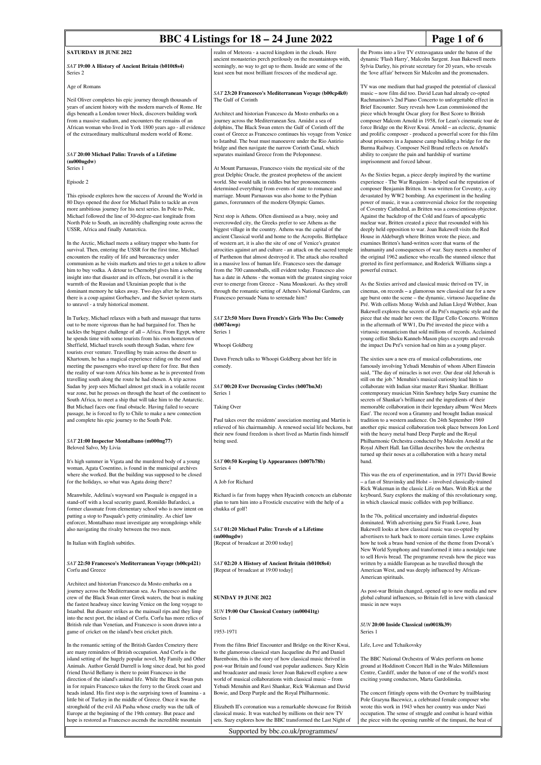# BBC 4 Listings for 18 – 24 June 2022

## SATURDAY 18 JUNE 2022

### *SAT* 19:00 A History of Ancient Britain (b010t8s4)
Series 2

Age of Romans

Neil Oliver completes his epic journey through thousands of years of ancient history with the modern marvels of Rome. He digs beneath a London tower block, discovers building work from a massive stadium, and encounters the remains of an African woman who lived in York 1800 years ago - all evidence of the extraordinary multicultural modern world of Rome.

### *SAT* 20:00 Michael Palin: Travels of a Lifetime (m000ngdw)
Series 1

Episode 2

This episode explores how the success of Around the World in 80 Days opened the door for Michael Palin to tackle an even more ambitious journey for his next series. In Pole to Pole, Michael followed the line of 30-degree-east longitude from North Pole to South, an incredibly challenging route across the USSR, Africa and finally Antarctica.

In the Arctic, Michael meets a solitary trapper who hunts for survival. Then, entering the USSR for the first time, Michael encounters the reality of life and bureaucracy under communism as he visits markets and tries to get a token to allow him to buy vodka. A detour to Chernobyl gives him a sobering insight into that disaster and its effects, but overall it is the warmth of the Russian and Ukrainian people that is the dominant memory he takes away. Two days after he leaves, there is a coup against Gorbachev, and the Soviet system starts to unravel - a truly historical moment.

In Turkey, Michael relaxes with a bath and massage that turns out to be more vigorous than he had bargained for. Then he tackles the biggest challenge of all – Africa. From Egypt, where he spends time with some tourists from his own hometown of Sheffield, Michael travels south through Sudan, where few tourists ever venture. Travelling by train across the desert to Khartoum, he has a magical experience riding on the roof and meeting the passengers who travel up there for free. But then the reality of war-torn Africa hits home as he is prevented from travelling south along the route he had chosen. A trip across Sudan by jeep sees Michael almost get stuck in a volatile recent war zone, but he presses on through the heart of the continent to South Africa, to meet a ship that will take him to the Antarctic. But Michael faces one final obstacle. Having failed to secure passage, he is forced to fly to Chile to make a new connection and complete his epic journey to the South Pole.

### *SAT* 21:00 Inspector Montalbano (m000ng77)
Beloved Salvo, My Livia

It's high summer in Vigata and the murdered body of a young woman, Agata Cosentino, is found in the municipal archives where she worked. But the building was supposed to be closed for the holidays, so what was Agata doing there?

Meanwhile, Adelina's wayward son Pasquale is engaged in a stand-off with a local security guard, Romildo Bufardeci, a former classmate from elementary school who is now intent on putting a stop to Pasquale's petty criminality. As chief law enforcer, Montalbano must investigate any wrongdoings while also navigating the rivalry between the two men.

In Italian with English subtitles.

### *SAT* 22:50 Francesco's Mediterranean Voyage (b00cp421)
Corfu and Greece

Architect and historian Francesco da Mosto embarks on a journey across the Mediterranean sea. As Francesco and the crew of the Black Swan enter Greek waters, the boat is making the fastest headway since leaving Venice on the long voyage to Istanbul. But disaster strikes as the mainsail rips and they limp into the next port, the island of Corfu. Corfu has more relics of British rule than Venetian, and Francesco is soon drawn into a game of cricket on the island's best cricket pitch.

In the romantic setting of the British Garden Cemetery there are many reminders of British occupation. And Corfu is the island setting of the hugely popular novel, My Family and Other Animals. Author Gerald Durrell is long since dead, but his good friend David Bellamy is there to point Francesco in the direction of the island's animal life. While the Black Swan puts in for repairs Francesco takes the ferry to the Greek coast and heads inland. His first stop is the surprising town of Ioannina - a little bit of Turkey in the middle of Greece. Once it was the stronghold of the evil Ali Pasha whose cruelty was the talk of Europe at the beginning of the 19th century. But peace and hope is restored as Francesco ascends the incredible mountain realm of Meteora - a sacred kingdom in the clouds. Here ancient monasteries perch perilously on the mountaintops with, seemingly, no way to get up to them. Inside are some of the least seen but most brilliant frescoes of the medieval age.

### *SAT* 23:20 Francesco's Mediterranean Voyage (b00cp4k0)
The Gulf of Corinth

Architect and historian Francesco da Mosto embarks on a journey across the Mediterranean Sea. Amidst a sea of dolphins, The Black Swan enters the Gulf of Corinth off the coast of Greece as Francesco continues his voyage from Venice to Istanbul. The boat must manoeuvre under the Rio Antirio bridge and then navigate the narrow Corinth Canal, which separates mainland Greece from the Peloponnese.

At Mount Parnassus, Francesco visits the mystical site of the great Delphic Oracle, the greatest prophetess of the ancient world. She would talk in riddles but her pronouncements determined everything from events of state to romance and marriage. Mount Parnassus was also home to the Pythian games, forerunners of the modern Olympic Games.

Next stop is Athens. Often dismissed as a busy, noisy and overcrowded city, the Greeks prefer to see Athens as the biggest village in the country. Athens was the capital of the ancient Classical world and home to the Acropolis. Birthplace of western art, it is also the site of one of Venice's greatest atrocities against art and culture - an attack on the sacred temple of Parthenon that almost destroyed it. The attack also resulted in a massive loss of human life. Francesco sees the damage from the 700 cannonballs, still evident today. Francesco also has a date in Athens - the woman with the greatest singing voice ever to emerge from Greece - Nana Mouskouri. As they stroll through the romantic setting of Athens's National Gardens, can Francesco persuade Nana to serenade him?

### *SAT* 23:50 More Dawn French's Girls Who Do: Comedy (b0074swp)
Series 1

Whoopi Goldberg

Dawn French talks to Whoopi Goldberg about her life in comedy.

### *SAT* 00:20 Ever Decreasing Circles (b007bn3d)
Series 1

Taking Over

Paul takes over the residents' association meeting and Martin is relieved of his chairmanship. A renewed social life beckons, but their new found freedom is short lived as Martin finds himself being used.

### *SAT* 00:50 Keeping Up Appearances (b007b78b)
Series 4

A Job for Richard

Richard is far from happy when Hyacinth concocts an elaborate plan to turn him into a Frosticle executive with the help of a chukka of golf!

### *SAT* 01:20 Michael Palin: Travels of a Lifetime (m000ngdw)
[Repeat of broadcast at 20:00 today]

### *SAT* 02:20 A History of Ancient Britain (b010t8s4)
[Repeat of broadcast at 19:00 today]

## SUNDAY 19 JUNE 2022

### *SUN* 19:00 Our Classical Century (m00041tg)
Series 1

1953-1971

From the films Brief Encounter and Bridge on the River Kwai, to the glamorous classical stars Jacqueline du Pré and Daniel Barenboim, this is the story of how classical music thrived in post-war Britain and found vast popular audiences. Suzy Klein and broadcaster and music lover Joan Bakewell explore a new world of musical collaborations with classical music – from Yehudi Menuhin and Ravi Shankar, Rick Wakeman and David Bowie, and Deep Purple and the Royal Philharmonic.

Elizabeth II's coronation was a remarkable showcase for British classical music. It was watched by millions on their new TV sets. Suzy explores how the BBC transformed the Last Night of the Proms into a live TV extravaganza under the baton of the dynamic 'Flash Harry', Malcolm Sargent. Joan Bakewell meets Sylvia Darley, his private secretary for 20 years, who reveals the 'love affair' between Sir Malcolm and the promenaders.

TV was one medium that had grasped the potential of classical music – now film did too. David Lean had already co-opted Rachmaninov's 2nd Piano Concerto to unforgettable effect in Brief Encounter. Suzy reveals how Lean commissioned the piece which brought Oscar glory for Best Score to British composer Malcom Arnold in 1958, for Lean's cinematic tour de force Bridge on the River Kwai. Arnold – an eclectic, dynamic and prolific composer - produced a powerful score for this film about prisoners in a Japanese camp building a bridge for the Burma Railway. Composer Neil Brand reflects on Arnold's ability to conjure the pain and hardship of wartime imprisonment and forced labour.

As the Sixties began, a piece deeply inspired by the wartime experience - The War Requiem - helped seal the reputation of composer Benjamin Britten. It was written for Coventry, a city devastated by WW2 bombing. An experiment in the healing power of music, it was a controversial choice for the reopening of Coventry Cathedral, as Britten was a conscientious objector. Against the backdrop of the Cold and fears of apocalyptic nuclear war, Britten created a piece that resounded with his deeply held opposition to war. Joan Bakewell visits the Red House in Aldeburgh where Britten wrote the piece, and examines Britten's hand-written score that warns of the inhumanity and consequences of war. Suzy meets a member of the original 1962 audience who recalls the stunned silence that greeted its first performance, and Roderick Williams sings a powerful extract.

As the Sixties arrived and classical music thrived on TV, in cinemas, on records – a glamorous new classical star for a new age burst onto the scene – the dynamic, virtuoso Jacqueline du Pré. With cellists Moray Welsh and Julian Lloyd Webber, Joan Bakewell explores the secrets of du Pré's magnetic style and the piece that she made her own: the Elgar Cello Concerto. Written in the aftermath of WW1, Du Pré invested the piece with a virtuosic romanticism that sold millions of records. Acclaimed young cellist Sheku Kanneh-Mason plays excerpts and reveals the impact Du Pré's version had on him as a young player.

The sixties saw a new era of musical collaborations, one famously involving Yehudi Menuhin of whom Albert Einstein said, "The day of miracles is not over. Our dear old Jehovah is still on the job." Menuhin's musical curiosity lead him to collaborate with Indian sitar master Ravi Shankar. Brilliant contemporary musician Nitin Sawhney helps Suzy examine the secrets of Shankar's brilliance and the ingredients of their memorable collaboration in their legendary album 'West Meets East'. The record won a Grammy and brought Indian musical tradition to a western audience. On 24th September 1969 another epic musical collaboration took place between Jon Lord with the heavy metal band Deep Purple and the Royal Philharmonic Orchestra conducted by Malcolm Arnold at the Royal Albert Hall. Ian Gillan describes how the orchestra turned up their noses at a collaboration with a heavy metal band.

This was the era of experimentation, and in 1971 David Bowie – a fan of Stravinsky and Holst – involved classically-trained Rick Wakeman in the classic Life on Mars. With Rick at the keyboard, Suzy explores the making of this revolutionary song, in which classical music collides with pop brilliance.

In the 70s, political uncertainty and industrial disputes dominated. With advertising guru Sir Frank Lowe, Joan Bakewell looks at how classical music was co-opted by advertisers to hark back to more certain times. Lowe explains how he took a brass band version of the theme from Dvorak's New World Symphony and transformed it into a nostalgic tune to sell Hovis bread. The programme reveals how the piece was written by a middle European as he travelled through the American West, and was deeply influenced by African-American spirituals.

As post-war Britain changed, opened up to new media and new global cultural influences, so Britain fell in love with classical music in new ways

### *SUN* 20:00 Inside Classical (m0018k39)
Series 1

Life, Love and Tchaikovsky

The BBC National Orchestra of Wales perform on home ground at Hoddinott Concert Hall in the Wales Millennium Centre, Cardiff, under the baton of one of the world's most exciting young conductors, Marta Gardolinska.

The concert fittingly opens with the Overture by trailblazing Pole Grazyna Bacewicz, a celebrated female composer who wrote this work in 1943 when her country was under Nazi occupation. The sense of struggle and combat is heard within the piece with the opening rumble of the timpani, the beat of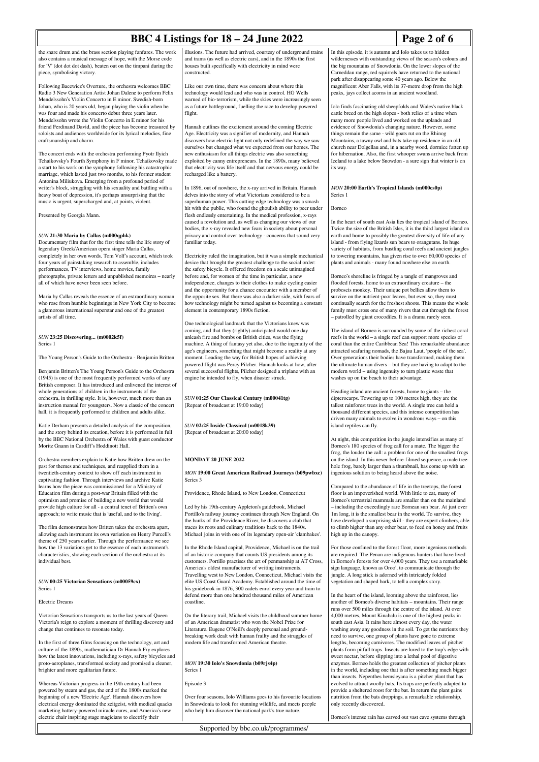the snare drum and the brass section playing fanfares. The work also contains a musical message of hope, with the Morse code for 'V' (dot dot dot dash), beaten out on the timpani during the piece, symbolising victory.

Following Bacewicz's Overture, the orchestra welcomes BBC Radio 3 New Generation Artist Johan Dalene to perform Felix Mendelssohn's Violin Concerto in E minor. Swedish-born Johan, who is 20 years old, began playing the violin when he was four and made his concerto debut three years later. Mendelssohn wrote the Violin Concerto in E minor for his friend Ferdinand David, and the piece has become treasured by soloists and audiences worldwide for its lyrical melodies, fine craftsmanship and charm.

The concert ends with the orchestra performing Pyotr Ilyich Tchaikovsky's Fourth Symphony in F minor. Tchaikovsky made a start to his work on the symphony following his catastrophic marriage, which lasted just two months, to his former student Antonina Miliukova. Emerging from a profound period of writer's block, struggling with his sexuality and battling with a heavy bout of depression, it's perhaps unsurprising that the music is urgent, supercharged and, at points, violent.

Presented by Georgia Mann.

### *SUN* 21:30 Maria by Callas (m000qphk)

Documentary film that for the first time tells the life story of legendary Greek/American opera singer Maria Callas, completely in her own words. Tom Volf's account, which took four years of painstaking research to assemble, includes performances, TV interviews, home movies, family photographs, private letters and unpublished memoires – nearly all of which have never been seen before.

Maria by Callas reveals the essence of an extraordinary woman who rose from humble beginnings in New York City to become a glamorous international superstar and one of the greatest artists of all time.

### *SUN* 23:25 Discovering... (m0002k5f)

Series 1

The Young Person's Guide to the Orchestra - Benjamin Britten

Benjamin Britten's The Young Person's Guide to the Orchestra (1945) is one of the most frequently performed works of any British composer. It has introduced and enlivened the interest of whole generations of children in the instruments of the orchestra, in thrilling style. It is, however, much more than an instruction manual for youngsters. Now a classic of the concert hall, it is frequently performed to children and adults alike.

Katie Derham presents a detailed analysis of the composition, and the story behind its creation, before it is performed in full by the BBC National Orchestra of Wales with guest conductor Moritz Gnann in Cardiff's Hoddinott Hall.

Orchestra members explain to Katie how Britten drew on the past for themes and techniques, and reapplied them in a twentieth-century context to show off each instrument in captivating fashion. Through interviews and archive Katie learns how the piece was commissioned for a Ministry of Education film during a post-war Britain filled with the optimism and promise of building a new world that would provide high culture for all - a central tenet of Britten's own approach; to write music that is 'useful, and to the living'.

The film demonstrates how Britten takes the orchestra apart, allowing each instrument its own variation on Henry Purcell's theme of 250 years earlier. Through the performance we see how the 13 variations get to the essence of each instrument's characteristics, showing each section of the orchestra at its individual best.

### *SUN* 00:25 Victorian Sensations (m00059cx)

Series 1

Electric Dreams

Victorian Sensations transports us to the last years of Queen Victoria's reign to explore a moment of thrilling discovery and change that continues to resonate today.

In the first of three films focusing on the technology, art and culture of the 1890s, mathematician Dr Hannah Fry explores how the latest innovations, including x-rays, safety bicycles and proto-aeroplanes, transformed society and promised a cleaner, brighter and more egalitarian future.

Whereas Victorian progress in the 19th century had been powered by steam and gas, the end of the 1800s marked the beginning of a new 'Electric Age'. Hannah discovers how electrical energy dominated the zeitgeist, with medical quacks marketing battery-powered miracle cures, and America's new electric chair inspiring stage magicians to electrify their illusions. The future had arrived, courtesy of underground trains and trams (as well as electric cars), and in the 1890s the first houses built specifically with electricity in mind were constructed.

Like our own time, there was concern about where this technology would lead and who was in control. HG Wells warned of bio-terrorism, while the skies were increasingly seen as a future battleground, fuelling the race to develop powered flight.

Hannah outlines the excitement around the coming Electric Age. Electricity was a signifier of modernity, and Hannah discovers how electric light not only redefined the way we saw ourselves but changed what we expected from our homes. The new enthusiasm for all things electric was also something exploited by canny entrepreneurs. In the 1890s, many believed that electricity was life itself and that nervous energy could be recharged like a battery.

In 1896, out of nowhere, the x-ray arrived in Britain. Hannah delves into the story of what Victorians considered to be a superhuman power. This cutting-edge technology was a smash hit with the public, who found the ghoulish ability to peer under flesh endlessly entertaining. In the medical profession, x-rays caused a revolution and, as well as changing our views of our bodies, the x-ray revealed new fears in society about personal privacy and control over technology - concerns that sound very familiar today.

Electricity ruled the imagination, but it was a simple mechanical device that brought the greatest challenge to the social order: the safety bicycle. It offered freedom on a scale unimagined before and, for women of the time in particular, a new independence, changes to their clothes to make cycling easier and the opportunity for a chance encounter with a member of the opposite sex. But there was also a darker side, with fears of how technology might be turned against us becoming a constant element in contemporary 1890s fiction.

One technological landmark that the Victorians knew was coming, and that they (rightly) anticipated would one day unleash fire and bombs on British cities, was the flying machine. A thing of fantasy yet also, due to the ingenuity of the age's engineers, something that might become a reality at any moment. Leading the way for British hopes of achieving powered flight was Percy Pilcher. Hannah looks at how, after several successful flights, Pilcher designed a triplane with an engine he intended to fly, when disaster struck.

### *SUN* 01:25 Our Classical Century (m00041tg)

[Repeat of broadcast at 19:00 today]

### *SUN* 02:25 Inside Classical (m0018k39)

[Repeat of broadcast at 20:00 today]

## MONDAY 20 JUNE 2022

### *MON* 19:00 Great American Railroad Journeys (b09pwbxc)

Series 3

Providence, Rhode Island, to New London, Connecticut

Led by his 19th-century Appleton's guidebook, Michael Portillo's railway journey continues through New England. On the banks of the Providence River, he discovers a club that traces its roots and culinary traditions back to the 1840s. Michael joins in with one of its legendary open-air 'clambakes'.

In the Rhode Island capital, Providence, Michael is on the trail of an historic company that counts US presidents among its customers. Portillo practises the art of penmanship at AT Cross, America's oldest manufacturer of writing instruments. Travelling west to New London, Connecticut, Michael visits the elite US Coast Guard Academy. Established around the time of his guidebook in 1876, 300 cadets enrol every year and train to defend more than one hundred thousand miles of American coastline.

On the literary trail, Michael visits the childhood summer home of an American dramatist who won the Nobel Prize for Literature. Eugene O'Neill's deeply personal and ground-breaking work dealt with human frailty and the struggles of modern life and transformed American theatre.

### *MON* 19:30 Iolo's Snowdonia (b09rjs4p)

Series 1

Episode 3

Over four seasons, Iolo Williams goes to his favourite locations in Snowdonia to look for stunning wildlife, and meets people who help him discover the national park's true nature.

In this episode, it is autumn and Iolo takes us to hidden wildernesses with outstanding views of the season's colours and the big mountains of Snowdonia. On the lower slopes of the Carneddau range, red squirrels have returned to the national park after disappearing some 40 years ago. Below the magnificent Aber Falls, with its 37-metre drop from the high peaks, jays collect acorns in an ancient woodland.

Iolo finds fascinating old sheepfolds and Wales's native black cattle breed on the high slopes - both relics of a time when many more people lived and worked on the uplands and evidence of Snowdonia's changing nature. However, some things remain the same - wild goats rut on the Rhinog Mountains, a tawny owl and bats take up residence in an old church near Dolgellau and, in a nearby wood, dormice fatten up for hibernation. Also, the first whooper swans arrive back from Iceland to a lake below Snowdon - a sure sign that winter is on its way.

### *MON* 20:00 Earth's Tropical Islands (m000cs0p)

Series 1

Borneo

In the heart of south east Asia lies the tropical island of Borneo. Twice the size of the British Isles, it is the third largest island on earth and home to possibly the greatest diversity of life of any island - from flying lizards sun bears to orangutans. Its huge variety of habitats, from bustling coral reefs and ancient jungles to towering mountains, has given rise to over 60,000 species of plants and animals - many found nowhere else on earth.

Borneo's shoreline is fringed by a tangle of mangroves and flooded forests, home to an extraordinary creature – the proboscis monkey. Their unique pot bellies allow them to survive on the nutrient-poor leaves, but even so, they must continually search for the freshest shoots. This means the whole family must cross one of many rivers that cut through the forest – patrolled by giant crocodiles. It is a drama rarely seen.

The island of Borneo is surrounded by some of the richest coral reefs in the world – a single reef can support more species of coral than the entire Caribbean Sea! This remarkable abundance attracted seafaring nomads, the Bajau Laut, 'people of the sea'. Over generations their bodies have transformed, making them the ultimate human divers – but they are having to adapt to the modern world – using ingenuity to turn plastic waste that washes up on the beach to their advantage.

Heading inland are ancient forests, home to giants – the dipterocarps. Towering up to 100 metres high, they are the tallest rainforest trees in the world. A single tree can hold a thousand different species, and this intense competition has driven many animals to evolve in wondrous ways – on this island reptiles can fly.

At night, this competition in the jungle intensifies as many of Borneo's 180 species of frog call for a mate. The bigger the frog, the louder the call: a problem for one of the smallest frogs on the island. In this never-before-filmed sequence, a male tree-hole frog, barely larger than a thumbnail, has come up with an ingenious solution to being heard above the noise.

Compared to the abundance of life in the treetops, the forest floor is an impoverished world. With little to eat, many of Borneo's terrestrial mammals are smaller than on the mainland – including the exceedingly rare Bornean sun bear. At just over 1m long, it is the smallest bear in the world. To survive, they have developed a surprising skill - they are expert climbers, able to climb higher than any other bear, to feed on honey and fruits high up in the canopy.

For those confined to the forest floor, more ingenious methods are required. The Penan are indigenous hunters that have lived in Borneo's forests for over 4,000 years. They use a remarkable sign language, known as Oroo', to communicate through the jungle. A long stick is adorned with intricately folded vegetation and shaped bark, to tell a complex story.

In the heart of the island, looming above the rainforest, lies another of Borneo's diverse habitats – mountains. Their range runs over 500 miles through the centre of the island. At over 4,000 metres, Mount Kinabalu is one of the highest peaks in south east Asia. It rains here almost every day, the water washing away any goodness in the soil. To get the nutrients they need to survive, one group of plants have gone to extreme lengths, becoming carnivores. The modified leaves of pitcher plants form pitfall traps. Insects are lured to the trap's edge with sweet nectar, before slipping into a lethal pool of digestive enzymes. Borneo holds the greatest collection of pitcher plants in the world, including one that is after something much bigger than insects. Nepenthes hemsleyana is a pitcher plant that has evolved to attract woolly bats. Its traps are perfectly adapted to provide a sheltered roost for the bat. In return the plant gains nutrition from the bats droppings, a remarkable relationship, only recently discovered.

Borneo's intense rain has carved out vast cave systems through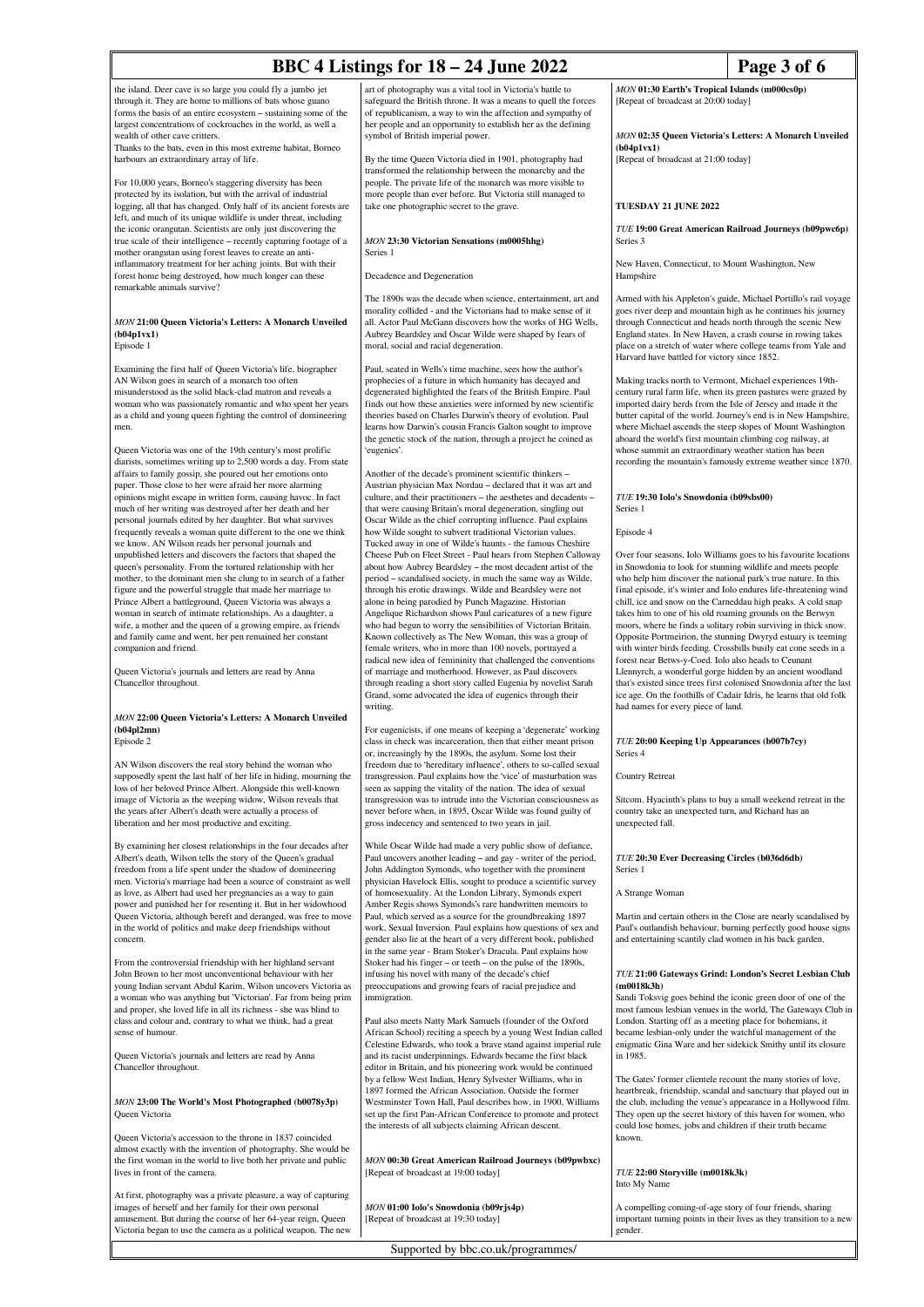the island. Deer cave is so large you could fly a jumbo jet through it. They are home to millions of bats whose guano forms the basis of an entire ecosystem – sustaining some of the largest concentrations of cockroaches in the world, as well a wealth of other cave critters.
Thanks to the bats, even in this most extreme habitat, Borneo harbours an extraordinary array of life.

For 10,000 years, Borneo's staggering diversity has been protected by its isolation, but with the arrival of industrial logging, all that has changed. Only half of its ancient forests are left, and much of its unique wildlife is under threat, including the iconic orangutan. Scientists are only just discovering the true scale of their intelligence – recently capturing footage of a mother orangutan using forest leaves to create an anti-inflammatory treatment for her aching joints. But with their forest home being destroyed, how much longer can these remarkable animals survive?

### *MON* 21:00 Queen Victoria's Letters: A Monarch Unveiled (b04p1vx1)

Episode 1

Examining the first half of Queen Victoria's life, biographer AN Wilson goes in search of a monarch too often misunderstood as the solid black-clad matron and reveals a woman who was passionately romantic and who spent her years as a child and young queen fighting the control of domineering men.

Queen Victoria was one of the 19th century's most prolific diarists, sometimes writing up to 2,500 words a day. From state affairs to family gossip, she poured out her emotions onto paper. Those close to her were afraid her more alarming opinions might escape in written form, causing havoc. In fact much of her writing was destroyed after her death and her personal journals edited by her daughter. But what survives frequently reveals a woman quite different to the one we think we know. AN Wilson reads her personal journals and unpublished letters and discovers the factors that shaped the queen's personality. From the tortured relationship with her mother, to the dominant men she clung to in search of a father figure and the powerful struggle that made her marriage to Prince Albert a battleground, Queen Victoria was always a woman in search of intimate relationships. As a daughter, a wife, a mother and the queen of a growing empire, as friends and family came and went, her pen remained her constant companion and friend.

Queen Victoria's journals and letters are read by Anna Chancellor throughout.

### *MON* 22:00 Queen Victoria's Letters: A Monarch Unveiled (b04pl2mn)

Episode 2

AN Wilson discovers the real story behind the woman who supposedly spent the last half of her life in hiding, mourning the loss of her beloved Prince Albert. Alongside this well-known image of Victoria as the weeping widow, Wilson reveals that the years after Albert's death were actually a process of liberation and her most productive and exciting.

By examining her closest relationships in the four decades after Albert's death, Wilson tells the story of the Queen's gradual freedom from a life spent under the shadow of domineering men. Victoria's marriage had been a source of constraint as well as love, as Albert had used her pregnancies as a way to gain power and punished her for resenting it. But in her widowhood Queen Victoria, although bereft and deranged, was free to move in the world of politics and make deep friendships without concern.

From the controversial friendship with her highland servant John Brown to her most unconventional behaviour with her young Indian servant Abdul Karim, Wilson uncovers Victoria as a woman who was anything but 'Victorian'. Far from being prim and proper, she loved life in all its richness - she was blind to class and colour and, contrary to what we think, had a great sense of humour.

Queen Victoria's journals and letters are read by Anna Chancellor throughout.

### *MON* 23:00 The World's Most Photographed (b0078y3p)

Queen Victoria

Queen Victoria's accession to the throne in 1837 coincided almost exactly with the invention of photography. She would be the first woman in the world to live both her private and public lives in front of the camera.

At first, photography was a private pleasure, a way of capturing images of herself and her family for their own personal amusement. But during the course of her 64-year reign, Queen Victoria began to use the camera as a political weapon. The new art of photography was a vital tool in Victoria's battle to safeguard the British throne. It was a means to quell the forces of republicanism, a way to win the affection and sympathy of her people and an opportunity to establish her as the defining symbol of British imperial power.

By the time Queen Victoria died in 1901, photography had transformed the relationship between the monarchy and the people. The private life of the monarch was more visible to more people than ever before. But Victoria still managed to take one photographic secret to the grave.

### *MON* 23:30 Victorian Sensations (m0005hhg)

Series 1

Decadence and Degeneration

The 1890s was the decade when science, entertainment, art and morality collided - and the Victorians had to make sense of it all. Actor Paul McGann discovers how the works of HG Wells, Aubrey Beardsley and Oscar Wilde were shaped by fears of moral, social and racial degeneration.

Paul, seated in Wells's time machine, sees how the author's prophecies of a future in which humanity has decayed and degenerated highlighted the fears of the British Empire. Paul finds out how these anxieties were informed by new scientific theories based on Charles Darwin's theory of evolution. Paul learns how Darwin's cousin Francis Galton sought to improve the genetic stock of the nation, through a project he coined as 'eugenics'.

Another of the decade's prominent scientific thinkers – Austrian physician Max Nordau – declared that it was art and culture, and their practitioners – the aesthetes and decadents – that were causing Britain's moral degeneration, singling out Oscar Wilde as the chief corrupting influence. Paul explains how Wilde sought to subvert traditional Victorian values. Tucked away in one of Wilde's haunts - the famous Cheshire Cheese Pub on Fleet Street - Paul hears from Stephen Calloway about how Aubrey Beardsley – the most decadent artist of the period – scandalised society, in much the same way as Wilde, through his erotic drawings. Wilde and Beardsley were not alone in being parodied by Punch Magazine. Historian Angelique Richardson shows Paul caricatures of a new figure who had begun to worry the sensibilities of Victorian Britain. Known collectively as The New Woman, this was a group of female writers, who in more than 100 novels, portrayed a radical new idea of femininity that challenged the conventions of marriage and motherhood. However, as Paul discovers through reading a short story called Eugenia by novelist Sarah Grand, some advocated the idea of eugenics through their writing.

For eugenicists, if one means of keeping a 'degenerate' working class in check was incarceration, then that either meant prison or, increasingly by the 1890s, the asylum. Some lost their freedom due to 'hereditary influence', others to so-called sexual transgression. Paul explains how the 'vice' of masturbation was seen as sapping the vitality of the nation. The idea of sexual transgression was to intrude into the Victorian consciousness as never before when, in 1895, Oscar Wilde was found guilty of gross indecency and sentenced to two years in jail.

While Oscar Wilde had made a very public show of defiance, Paul uncovers another leading – and gay - writer of the period, John Addington Symonds, who together with the prominent physician Havelock Ellis, sought to produce a scientific survey of homosexuality. At the London Library, Symonds expert Amber Regis shows Symonds's rare handwritten memoirs to Paul, which served as a source for the groundbreaking 1897 work, Sexual Inversion. Paul explains how questions of sex and gender also lie at the heart of a very different book, published in the same year - Bram Stoker's Dracula. Paul explains how Stoker had his finger – or teeth – on the pulse of the 1890s, infusing his novel with many of the decade's chief preoccupations and growing fears of racial prejudice and immigration.

Paul also meets Natty Mark Samuels (founder of the Oxford African School) reciting a speech by a young West Indian called Celestine Edwards, who took a brave stand against imperial rule and its racist underpinnings. Edwards became the first black editor in Britain, and his pioneering work would be continued by a fellow West Indian, Henry Sylvester Williams, who in 1897 formed the African Association. Outside the former Westminster Town Hall, Paul describes how, in 1900, Williams set up the first Pan-African Conference to promote and protect the interests of all subjects claiming African descent.

### *MON* 00:30 Great American Railroad Journeys (b09pwbxc)

[Repeat of broadcast at 19:00 today]

### *MON* 01:00 Iolo's Snowdonia (b09rjs4p)

[Repeat of broadcast at 19:30 today]

### *MON* 01:30 Earth's Tropical Islands (m000cs0p)

[Repeat of broadcast at 20:00 today]

### *MON* 02:35 Queen Victoria's Letters: A Monarch Unveiled (b04p1vx1)

[Repeat of broadcast at 21:00 today]

## TUESDAY 21 JUNE 2022

### *TUE* 19:00 Great American Railroad Journeys (b09pwc6p)

Series 3

New Haven, Connecticut, to Mount Washington, New Hampshire

Armed with his Appleton's guide, Michael Portillo's rail voyage goes river deep and mountain high as he continues his journey through Connecticut and heads north through the scenic New England states. In New Haven, a crash course in rowing takes place on a stretch of water where college teams from Yale and Harvard have battled for victory since 1852.

Making tracks north to Vermont, Michael experiences 19th-century rural farm life, when its green pastures were grazed by imported dairy herds from the Isle of Jersey and made it the butter capital of the world. Journey's end is in New Hampshire, where Michael ascends the steep slopes of Mount Washington aboard the world's first mountain climbing cog railway, at whose summit an extraordinary weather station has been recording the mountain's famously extreme weather since 1870.

### *TUE* 19:30 Iolo's Snowdonia (b09sbs00)

Series 1

Episode 4

Over four seasons, Iolo Williams goes to his favourite locations in Snowdonia to look for stunning wildlife and meets people who help him discover the national park's true nature. In this final episode, it's winter and Iolo endures life-threatening wind chill, ice and snow on the Carneddau high peaks. A cold snap takes him to one of his old roaming grounds on the Berwyn moors, where he finds a solitary robin surviving in thick snow. Opposite Portmeirion, the stunning Dwyryd estuary is teeming with winter birds feeding. Crossbills busily eat cone seeds in a forest near Betws-y-Coed. Iolo also heads to Ceunant Llennyrch, a wonderful gorge hidden by an ancient woodland that's existed since trees first colonised Snowdonia after the last ice age. On the foothills of Cadair Idris, he learns that old folk had names for every piece of land.

### *TUE* 20:00 Keeping Up Appearances (b007b7cy)

Series 4

Country Retreat

Sitcom. Hyacinth's plans to buy a small weekend retreat in the country take an unexpected turn, and Richard has an unexpected fall.

### *TUE* 20:30 Ever Decreasing Circles (b036d6db)

Series 1

A Strange Woman

Martin and certain others in the Close are nearly scandalised by Paul's outlandish behaviour, burning perfectly good house signs and entertaining scantily clad women in his back garden.

### *TUE* 21:00 Gateways Grind: London's Secret Lesbian Club (m0018k3h)

Sandi Toksvig goes behind the iconic green door of one of the most famous lesbian venues in the world, The Gateways Club in London. Starting off as a meeting place for bohemians, it became lesbian-only under the watchful management of the enigmatic Gina Ware and her sidekick Smithy until its closure in 1985.

The Gates' former clientele recount the many stories of love, heartbreak, friendship, scandal and sanctuary that played out in the club, including the venue's appearance in a Hollywood film. They open up the secret history of this haven for women, who could lose homes, jobs and children if their truth became known.

### *TUE* 22:00 Storyville (m0018k3k)

Into My Name

A compelling coming-of-age story of four friends, sharing important turning points in their lives as they transition to a new gender.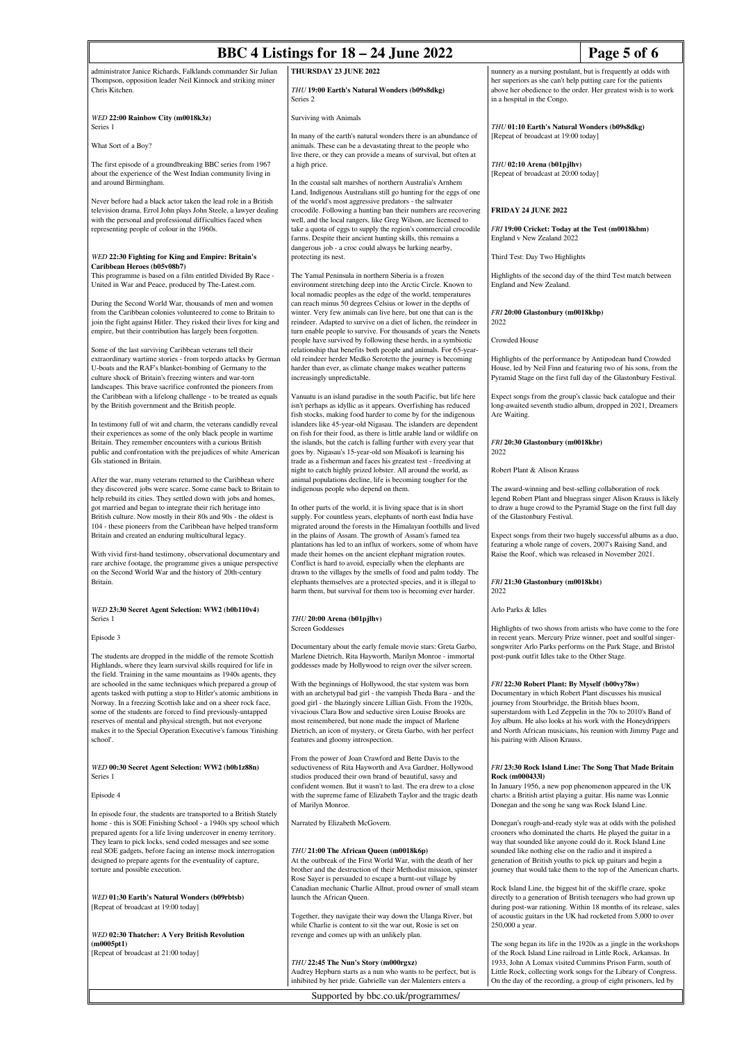administrator Janice Richards, Falklands commander Sir Julian Thompson, opposition leader Neil Kinnock and striking miner Chris Kitchen.

*WED* **22:00 Rainbow City (m0018k3z)**
Series 1

What Sort of a Boy?

The first episode of a groundbreaking BBC series from 1967 about the experience of the West Indian community living in and around Birmingham.

Never before had a black actor taken the lead role in a British television drama. Errol John plays John Steele, a lawyer dealing with the personal and professional difficulties faced when representing people of colour in the 1960s.

*WED* **22:30 Fighting for King and Empire: Britain's Caribbean Heroes (b05v08b7)**
This programme is based on a film entitled Divided By Race - United in War and Peace, produced by The-Latest.com.

During the Second World War, thousands of men and women from the Caribbean colonies volunteered to come to Britain to join the fight against Hitler. They risked their lives for king and empire, but their contribution has largely been forgotten.

Some of the last surviving Caribbean veterans tell their extraordinary wartime stories - from torpedo attacks by German U-boats and the RAF's blanket-bombing of Germany to the culture shock of Britain's freezing winters and war-torn landscapes. This brave sacrifice confronted the pioneers from the Caribbean with a lifelong challenge - to be treated as equals by the British government and the British people.

In testimony full of wit and charm, the veterans candidly reveal their experiences as some of the only black people in wartime Britain. They remember encounters with a curious British public and confrontation with the prejudices of white American GIs stationed in Britain.

After the war, many veterans returned to the Caribbean where they discovered jobs were scarce. Some came back to Britain to help rebuild its cities. They settled down with jobs and homes, got married and began to integrate their rich heritage into British culture. Now mostly in their 80s and 90s - the oldest is 104 - these pioneers from the Caribbean have helped transform Britain and created an enduring multicultural legacy.

With vivid first-hand testimony, observational documentary and rare archive footage, the programme gives a unique perspective on the Second World War and the history of 20th-century Britain.

*WED* **23:30 Secret Agent Selection: WW2 (b0b110v4)**
Series 1

Episode 3

The students are dropped in the middle of the remote Scottish Highlands, where they learn survival skills required for life in the field. Training in the same mountains as 1940s agents, they are schooled in the same techniques which prepared a group of agents tasked with putting a stop to Hitler's atomic ambitions in Norway. In a freezing Scottish lake and on a sheer rock face, some of the students are forced to find previously-untapped reserves of mental and physical strength, but not everyone makes it to the Special Operation Executive's famous 'finishing school'.

*WED* **00:30 Secret Agent Selection: WW2 (b0b1z88n)**
Series 1

Episode 4

In episode four, the students are transported to a British Stately home - this is SOE Finishing School - a 1940s spy school which prepared agents for a life living undercover in enemy territory. They learn to pick locks, send coded messages and see some real SOE gadgets, before facing an intense mock interrogation designed to prepare agents for the eventuality of capture, torture and possible execution.

*WED* **01:30 Earth's Natural Wonders (b09rbtsb)**
[Repeat of broadcast at 19:00 today]

*WED* **02:30 Thatcher: A Very British Revolution (m0005pt1)**
[Repeat of broadcast at 21:00 today]

## THURSDAY 23 JUNE 2022

*THU* **19:00 Earth's Natural Wonders (b09s8dkg)**
Series 2

Surviving with Animals

In many of the earth's natural wonders there is an abundance of animals. These can be a devastating threat to the people who live there, or they can provide a means of survival, but often at a high price.

In the coastal salt marshes of northern Australia's Arnhem Land, Indigenous Australians still go hunting for the eggs of one of the world's most aggressive predators - the saltwater crocodile. Following a hunting ban their numbers are recovering well, and the local rangers, like Greg Wilson, are licensed to take a quota of eggs to supply the region's commercial crocodile farms. Despite their ancient hunting skills, this remains a dangerous job - a croc could always be lurking nearby, protecting its nest.

The Yamal Peninsula in northern Siberia is a frozen environment stretching deep into the Arctic Circle. Known to local nomadic peoples as the edge of the world, temperatures can reach minus 50 degrees Celsius or lower in the depths of winter. Very few animals can live here, but one that can is the reindeer. Adapted to survive on a diet of lichen, the reindeer in turn enable people to survive. For thousands of years the Nenets people have survived by following these herds, in a symbiotic relationship that benefits both people and animals. For 65-year-old reindeer herder Medko Serotetto the journey is becoming harder than ever, as climate change makes weather patterns increasingly unpredictable.

Vanuatu is an island paradise in the south Pacific, but life here isn't perhaps as idyllic as it appears. Overfishing has reduced fish stocks, making food harder to come by for the indigenous islanders like 45-year-old Nigasau. The islanders are dependent on fish for their food, as there is little arable land or wildlife on the islands, but the catch is falling further with every year that goes by. Nigasau's 15-year-old son Misakofi is learning his trade as a fisherman and faces his greatest test - freediving at night to catch highly prized lobster. All around the world, as animal populations decline, life is becoming tougher for the indigenous people who depend on them.

In other parts of the world, it is living space that is in short supply. For countless years, elephants of north east India have migrated around the forests in the Himalayan foothills and lived in the plains of Assam. The growth of Assam's famed tea plantations has led to an influx of workers, some of whom have made their homes on the ancient elephant migration routes. Conflict is hard to avoid, especially when the elephants are drawn to the villages by the smells of food and palm toddy. The elephants themselves are a protected species, and it is illegal to harm them, but survival for them too is becoming ever harder.

*THU* **20:00 Arena (b01pjlhv)**
Screen Goddesses

Documentary about the early female movie stars: Greta Garbo, Marlene Dietrich, Rita Hayworth, Marilyn Monroe - immortal goddesses made by Hollywood to reign over the silver screen.

With the beginnings of Hollywood, the star system was born with an archetypal bad girl - the vampish Theda Bara - and the good girl - the blazingly sincere Lillian Gish. From the 1920s, vivacious Clara Bow and seductive siren Louise Brooks are most remembered, but none made the impact of Marlene Dietrich, an icon of mystery, or Greta Garbo, with her perfect features and gloomy introspection.

From the power of Joan Crawford and Bette Davis to the seductiveness of Rita Hayworth and Ava Gardner, Hollywood studios produced their own brand of beautiful, sassy and confident women. But it wasn't to last. The era drew to a close with the supreme fame of Elizabeth Taylor and the tragic death of Marilyn Monroe.

Narrated by Elizabeth McGovern.

*THU* **21:00 The African Queen (m0018k6p)**
At the outbreak of the First World War, with the death of her brother and the destruction of their Methodist mission, spinster Rose Sayer is persuaded to escape a burnt-out village by Canadian mechanic Charlie Allnut, proud owner of small steam launch the African Queen.

Together, they navigate their way down the Ulanga River, but while Charlie is content to sit the war out, Rosie is set on revenge and comes up with an unlikely plan.

*THU* **22:45 The Nun's Story (m000rgxz)**
Audrey Hepburn starts as a nun who wants to be perfect, but is inhibited by her pride. Gabrielle van der Malenters enters a nunnery as a nursing postulant, but is frequently at odds with her superiors as she can't help putting care for the patients above her obedience to the order. Her greatest wish is to work in a hospital in the Congo.

*THU* **01:10 Earth's Natural Wonders (b09s8dkg)**
[Repeat of broadcast at 19:00 today]

*THU* **02:10 Arena (b01pjlhv)**
[Repeat of broadcast at 20:00 today]

## FRIDAY 24 JUNE 2022

*FRI* **19:00 Cricket: Today at the Test (m0018kbm)**
England v New Zealand 2022

Third Test: Day Two Highlights

Highlights of the second day of the third Test match between England and New Zealand.

*FRI* **20:00 Glastonbury (m0018kbp)**
2022

Crowded House

Highlights of the performance by Antipodean band Crowded House, led by Neil Finn and featuring two of his sons, from the Pyramid Stage on the first full day of the Glastonbury Festival.

Expect songs from the group's classic back catalogue and their long-awaited seventh studio album, dropped in 2021, Dreamers Are Waiting.

*FRI* **20:30 Glastonbury (m0018kbr)**
2022

Robert Plant & Alison Krauss

The award-winning and best-selling collaboration of rock legend Robert Plant and bluegrass singer Alison Krauss is likely to draw a huge crowd to the Pyramid Stage on the first full day of the Glastonbury Festival.

Expect songs from their two hugely successful albums as a duo, featuring a whole range of covers, 2007's Raising Sand, and Raise the Roof, which was released in November 2021.

*FRI* **21:30 Glastonbury (m0018kbt)**
2022

Arlo Parks & Idles

Highlights of two shows from artists who have come to the fore in recent years. Mercury Prize winner, poet and soulful singer-songwriter Arlo Parks performs on the Park Stage, and Bristol post-punk outfit Idles take to the Other Stage.

*FRI* **22:30 Robert Plant: By Myself (b00vy78w)**
Documentary in which Robert Plant discusses his musical journey from Stourbridge, the British blues boom, superstardom with Led Zeppelin in the 70s to 2010's Band of Joy album. He also looks at his work with the Honeydrippers and North African musicians, his reunion with Jimmy Page and his pairing with Alison Krauss.

*FRI* **23:30 Rock Island Line: The Song That Made Britain Rock (m000433l)**
In January 1956, a new pop phenomenon appeared in the UK charts: a British artist playing a guitar. His name was Lonnie Donegan and the song he sang was Rock Island Line.

Donegan's rough-and-ready style was at odds with the polished crooners who dominated the charts. He played the guitar in a way that sounded like anyone could do it. Rock Island Line sounded like nothing else on the radio and it inspired a generation of British youths to pick up guitars and begin a journey that would take them to the top of the American charts.

Rock Island Line, the biggest hit of the skiffle craze, spoke directly to a generation of British teenagers who had grown up during post-war rationing. Within 18 months of its release, sales of acoustic guitars in the UK had rocketed from 5,000 to over 250,000 a year.

The song began its life in the 1920s as a jingle in the workshops of the Rock Island Line railroad in Little Rock, Arkansas. In 1933, John A Lomax visited Cummins Prison Farm, south of Little Rock, collecting work songs for the Library of Congress. On the day of the recording, a group of eight prisoners, led by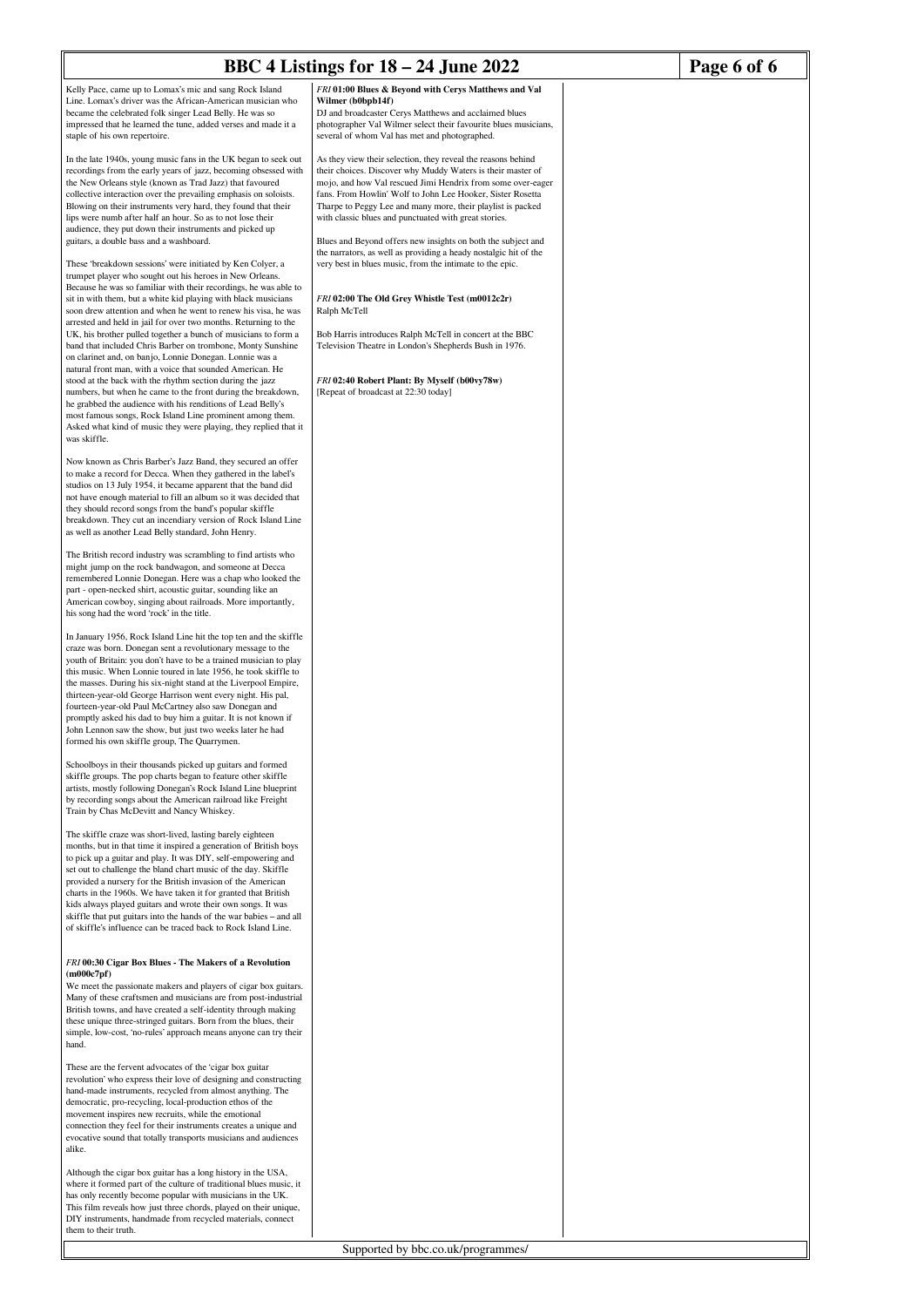Kelly Pace, came up to Lomax's mic and sang Rock Island Line. Lomax's driver was the African-American musician who became the celebrated folk singer Lead Belly. He was so impressed that he learned the tune, added verses and made it a staple of his own repertoire.

In the late 1940s, young music fans in the UK began to seek out recordings from the early years of jazz, becoming obsessed with the New Orleans style (known as Trad Jazz) that favoured collective interaction over the prevailing emphasis on soloists. Blowing on their instruments very hard, they found that their lips were numb after half an hour. So as to not lose their audience, they put down their instruments and picked up guitars, a double bass and a washboard.

These 'breakdown sessions' were initiated by Ken Colyer, a trumpet player who sought out his heroes in New Orleans. Because he was so familiar with their recordings, he was able to sit in with them, but a white kid playing with black musicians soon drew attention and when he went to renew his visa, he was arrested and held in jail for over two months. Returning to the UK, his brother pulled together a bunch of musicians to form a band that included Chris Barber on trombone, Monty Sunshine on clarinet and, on banjo, Lonnie Donegan. Lonnie was a natural front man, with a voice that sounded American. He stood at the back with the rhythm section during the jazz numbers, but when he came to the front during the breakdown, he grabbed the audience with his renditions of Lead Belly's most famous songs, Rock Island Line prominent among them. Asked what kind of music they were playing, they replied that it was skiffle.

Now known as Chris Barber's Jazz Band, they secured an offer to make a record for Decca. When they gathered in the label's studios on 13 July 1954, it became apparent that the band did not have enough material to fill an album so it was decided that they should record songs from the band's popular skiffle breakdown. They cut an incendiary version of Rock Island Line as well as another Lead Belly standard, John Henry.

The British record industry was scrambling to find artists who might jump on the rock bandwagon, and someone at Decca remembered Lonnie Donegan. Here was a chap who looked the part - open-necked shirt, acoustic guitar, sounding like an American cowboy, singing about railroads. More importantly, his song had the word 'rock' in the title.

In January 1956, Rock Island Line hit the top ten and the skiffle craze was born. Donegan sent a revolutionary message to the youth of Britain: you don't have to be a trained musician to play this music. When Lonnie toured in late 1956, he took skiffle to the masses. During his six-night stand at the Liverpool Empire, thirteen-year-old George Harrison went every night. His pal, fourteen-year-old Paul McCartney also saw Donegan and promptly asked his dad to buy him a guitar. It is not known if John Lennon saw the show, but just two weeks later he had formed his own skiffle group, The Quarrymen.

Schoolboys in their thousands picked up guitars and formed skiffle groups. The pop charts began to feature other skiffle artists, mostly following Donegan's Rock Island Line blueprint by recording songs about the American railroad like Freight Train by Chas McDevitt and Nancy Whiskey.

The skiffle craze was short-lived, lasting barely eighteen months, but in that time it inspired a generation of British boys to pick up a guitar and play. It was DIY, self-empowering and set out to challenge the bland chart music of the day. Skiffle provided a nursery for the British invasion of the American charts in the 1960s. We have taken it for granted that British kids always played guitars and wrote their own songs. It was skiffle that put guitars into the hands of the war babies – and all of skiffle's influence can be traced back to Rock Island Line.

***FRI* 00:30 Cigar Box Blues - The Makers of a Revolution (m000c7pf)**

We meet the passionate makers and players of cigar box guitars. Many of these craftsmen and musicians are from post-industrial British towns, and have created a self-identity through making these unique three-stringed guitars. Born from the blues, their simple, low-cost, 'no-rules' approach means anyone can try their hand.

These are the fervent advocates of the 'cigar box guitar revolution' who express their love of designing and constructing hand-made instruments, recycled from almost anything. The democratic, pro-recycling, local-production ethos of the movement inspires new recruits, while the emotional connection they feel for their instruments creates a unique and evocative sound that totally transports musicians and audiences alike.

Although the cigar box guitar has a long history in the USA, where it formed part of the culture of traditional blues music, it has only recently become popular with musicians in the UK. This film reveals how just three chords, played on their unique, DIY instruments, handmade from recycled materials, connect them to their truth.

***FRI* 01:00 Blues & Beyond with Cerys Matthews and Val Wilmer (b0bpb14f)**

DJ and broadcaster Cerys Matthews and acclaimed blues photographer Val Wilmer select their favourite blues musicians, several of whom Val has met and photographed.

As they view their selection, they reveal the reasons behind their choices. Discover why Muddy Waters is their master of mojo, and how Val rescued Jimi Hendrix from some over-eager fans. From Howlin' Wolf to John Lee Hooker, Sister Rosetta Tharpe to Peggy Lee and many more, their playlist is packed with classic blues and punctuated with great stories.

Blues and Beyond offers new insights on both the subject and the narrators, as well as providing a heady nostalgic hit of the very best in blues music, from the intimate to the epic.

***FRI* 02:00 The Old Grey Whistle Test (m0012c2r)**

Ralph McTell

Bob Harris introduces Ralph McTell in concert at the BBC Television Theatre in London's Shepherds Bush in 1976.

***FRI* 02:40 Robert Plant: By Myself (b00vy78w)**

[Repeat of broadcast at 22:30 today]